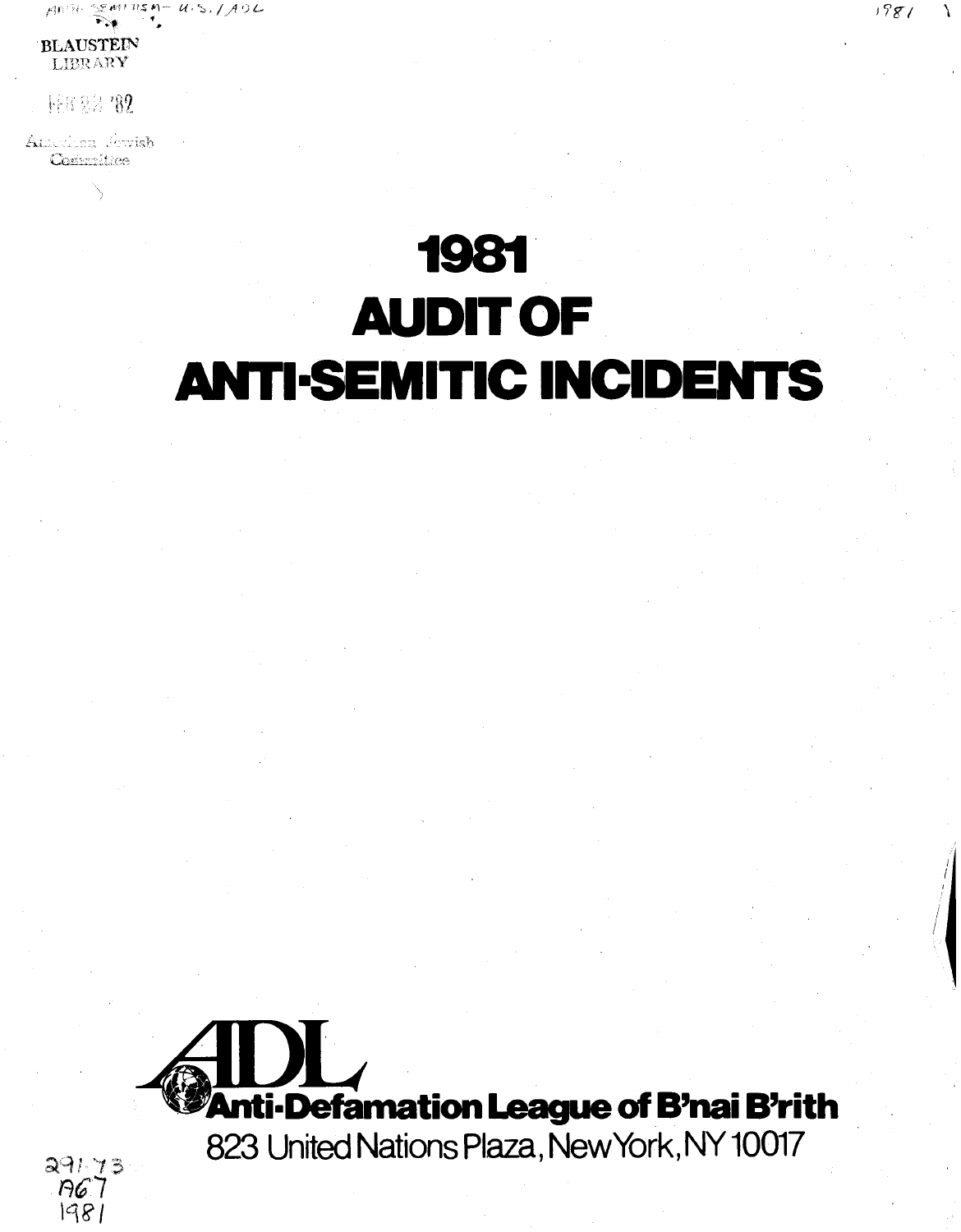BLAUSTEIN LIBRARY

FEB 22 '82

American Jewish Committee

# 1981 AUDIT OF ANTI-SEMITIC INCIDENTS

**ADL**

**Anti-Defamation League of B'nai B'rith**

823 United Nations Plaza, New York, NY 10017

291.73
A67
1981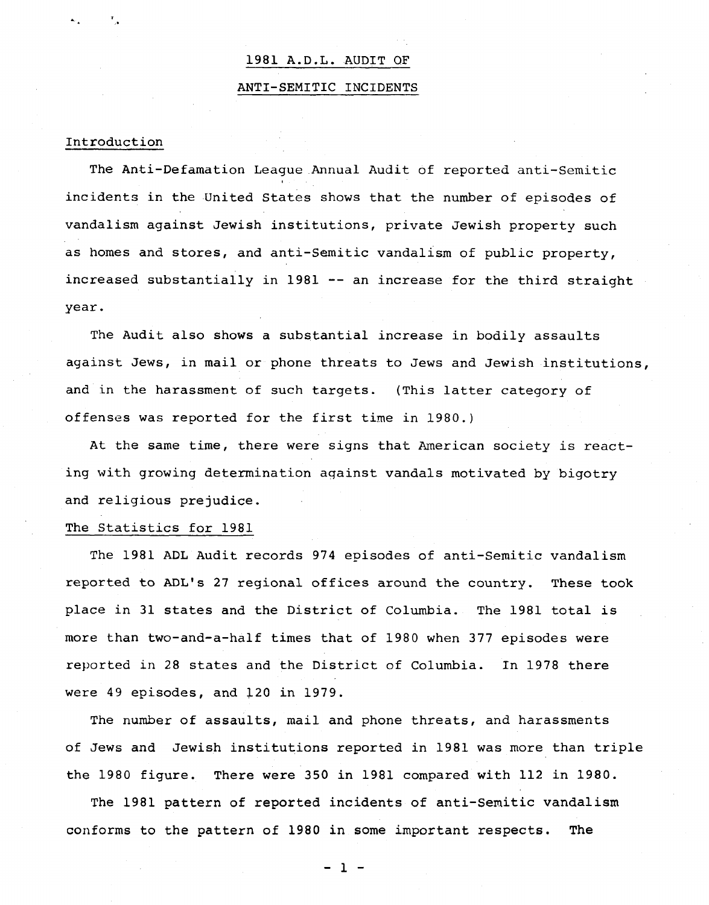# 1981 A.D.L. AUDIT OF ANTI-SEMITIC INCIDENTS

## Introduction

The Anti-Defamation League Annual Audit of reported anti-Semitic incidents in the United States shows that the number of episodes of vandalism against Jewish institutions, private Jewish property such as homes and stores, and anti-Semitic vandalism of public property, increased substantially in 1981 -- an increase for the third straight year.

The Audit also shows a substantial increase in bodily assaults against Jews, in mail or phone threats to Jews and Jewish institutions, and in the harassment of such targets. (This latter category of offenses was reported for the first time in 1980.)

At the same time, there were signs that American society is reacting with growing determination against vandals motivated by bigotry and religious prejudice.

## The Statistics for 1981

The 1981 ADL Audit records 974 episodes of anti-Semitic vandalism reported to ADL's 27 regional offices around the country. These took place in 31 states and the District of Columbia. The 1981 total is more than two-and-a-half times that of 1980 when 377 episodes were reported in 28 states and the District of Columbia. In 1978 there were 49 episodes, and 120 in 1979.

The number of assaults, mail and phone threats, and harassments of Jews and Jewish institutions reported in 1981 was more than triple the 1980 figure. There were 350 in 1981 compared with 112 in 1980.

The 1981 pattern of reported incidents of anti-Semitic vandalism conforms to the pattern of 1980 in some important respects. The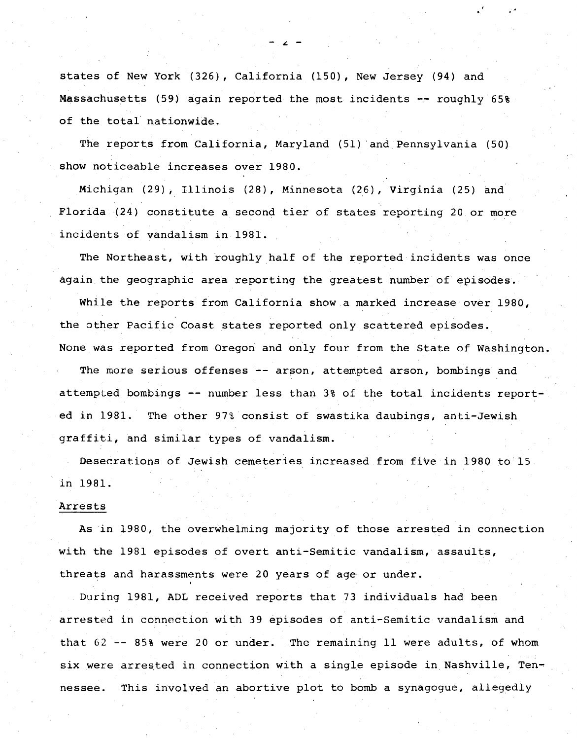states of New York (326), California (150), New Jersey (94) and Massachusetts (59) again reported the most incidents -- roughly 65% of the total nationwide.

The reports from California, Maryland (51) and Pennsylvania (50) show noticeable increases over 1980.

Michigan (29), Illinois (28), Minnesota (26), Virginia (25) and Florida (24) constitute a second tier of states reporting 20 or more incidents of vandalism in 1981.

The Northeast, with roughly half of the reported incidents was once again the geographic area reporting the greatest number of episodes.

While the reports from California show a marked increase over 1980, the other Pacific Coast states reported only scattered episodes. None was reported from Oregon and only four from the State of Washington.

The more serious offenses -- arson, attempted arson, bombings and attempted bombings -- number less than 3% of the total incidents reported in 1981. The other 97% consist of swastika daubings, anti-Jewish graffiti, and similar types of vandalism.

Desecrations of Jewish cemeteries increased from five in 1980 to 15 in 1981.

## Arrests

As in 1980, the overwhelming majority of those arrested in connection with the 1981 episodes of overt anti-Semitic vandalism, assaults, threats and harassments were 20 years of age or under.

During 1981, ADL received reports that 73 individuals had been arrested in connection with 39 episodes of anti-Semitic vandalism and that 62 -- 85% were 20 or under. The remaining 11 were adults, of whom six were arrested in connection with a single episode in Nashville, Tennessee. This involved an abortive plot to bomb a synagogue, allegedly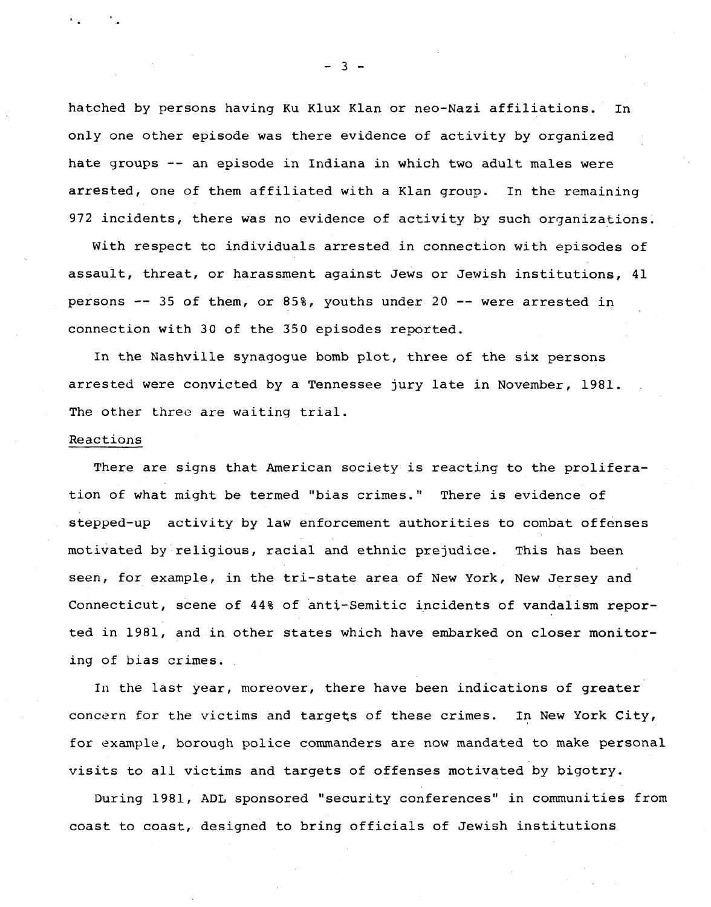hatched by persons having Ku Klux Klan or neo-Nazi affiliations. In only one other episode was there evidence of activity by organized hate groups -- an episode in Indiana in which two adult males were arrested, one of them affiliated with a Klan group. In the remaining 972 incidents, there was no evidence of activity by such organizations.

With respect to individuals arrested in connection with episodes of assault, threat, or harassment against Jews or Jewish institutions, 41 persons -- 35 of them, or 85%, youths under 20 -- were arrested in connection with 30 of the 350 episodes reported.

In the Nashville synagogue bomb plot, three of the six persons arrested were convicted by a Tennessee jury late in November, 1981. The other three are waiting trial.

Reactions

There are signs that American society is reacting to the proliferation of what might be termed "bias crimes." There is evidence of stepped-up activity by law enforcement authorities to combat offenses motivated by religious, racial and ethnic prejudice. This has been seen, for example, in the tri-state area of New York, New Jersey and Connecticut, scene of 44% of anti-Semitic incidents of vandalism reported in 1981, and in other states which have embarked on closer monitoring of bias crimes.

In the last year, moreover, there have been indications of greater concern for the victims and targets of these crimes. In New York City, for example, borough police commanders are now mandated to make personal visits to all victims and targets of offenses motivated by bigotry.

During 1981, ADL sponsored "security conferences" in communities from coast to coast, designed to bring officials of Jewish institutions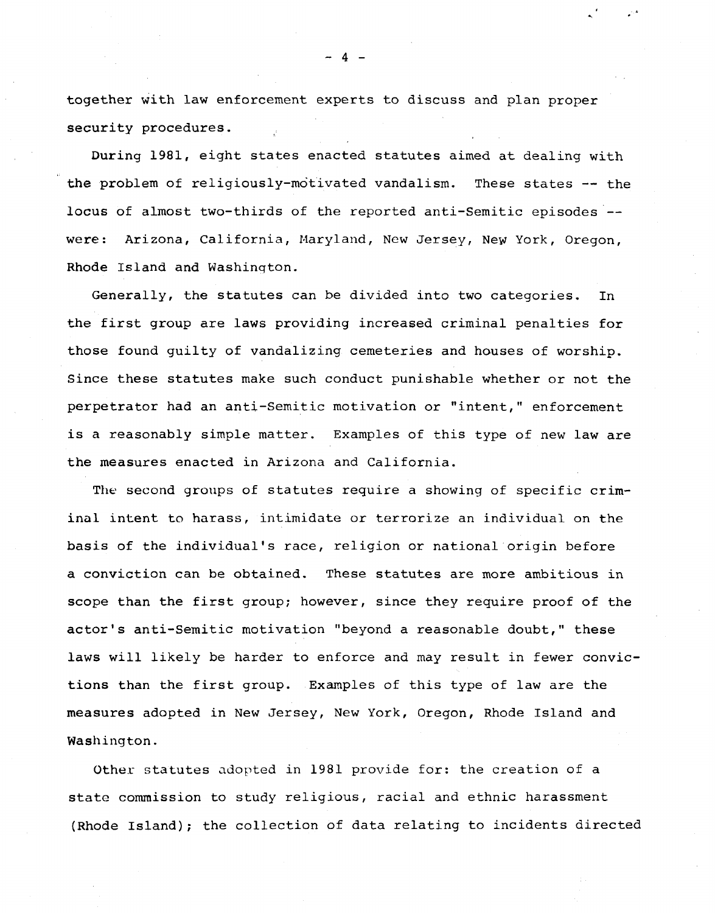together with law enforcement experts to discuss and plan proper security procedures.

During 1981, eight states enacted statutes aimed at dealing with the problem of religiously-motivated vandalism. These states -- the locus of almost two-thirds of the reported anti-Semitic episodes -- were: Arizona, California, Maryland, New Jersey, New York, Oregon, Rhode Island and Washington.

Generally, the statutes can be divided into two categories. In the first group are laws providing increased criminal penalties for those found guilty of vandalizing cemeteries and houses of worship. Since these statutes make such conduct punishable whether or not the perpetrator had an anti-Semitic motivation or "intent," enforcement is a reasonably simple matter. Examples of this type of new law are the measures enacted in Arizona and California.

The second groups of statutes require a showing of specific criminal intent to harass, intimidate or terrorize an individual on the basis of the individual's race, religion or national origin before a conviction can be obtained. These statutes are more ambitious in scope than the first group; however, since they require proof of the actor's anti-Semitic motivation "beyond a reasonable doubt," these laws will likely be harder to enforce and may result in fewer convictions than the first group. Examples of this type of law are the measures adopted in New Jersey, New York, Oregon, Rhode Island and Washington.

Other statutes adopted in 1981 provide for: the creation of a state commission to study religious, racial and ethnic harassment (Rhode Island); the collection of data relating to incidents directed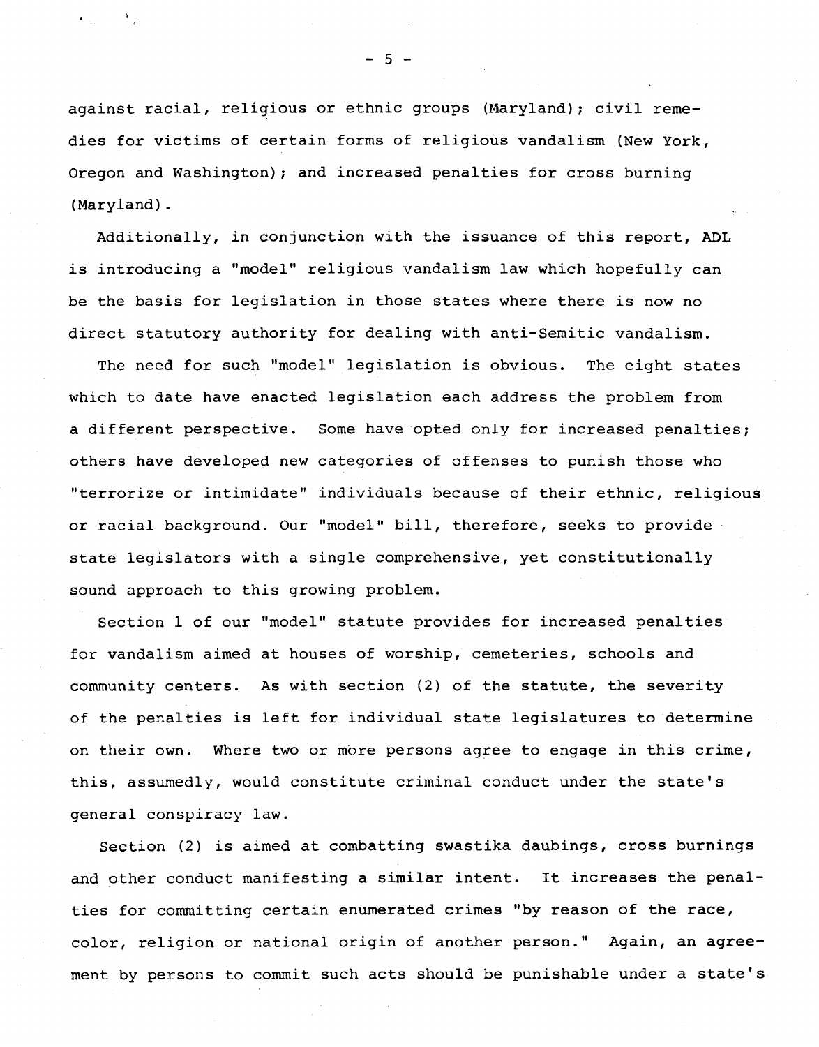against racial, religious or ethnic groups (Maryland); civil remedies for victims of certain forms of religious vandalism (New York, Oregon and Washington); and increased penalties for cross burning (Maryland).

Additionally, in conjunction with the issuance of this report, ADL is introducing a "model" religious vandalism law which hopefully can be the basis for legislation in those states where there is now no direct statutory authority for dealing with anti-Semitic vandalism.

The need for such "model" legislation is obvious. The eight states which to date have enacted legislation each address the problem from a different perspective. Some have opted only for increased penalties; others have developed new categories of offenses to punish those who "terrorize or intimidate" individuals because of their ethnic, religious or racial background. Our "model" bill, therefore, seeks to provide state legislators with a single comprehensive, yet constitutionally sound approach to this growing problem.

Section 1 of our "model" statute provides for increased penalties for vandalism aimed at houses of worship, cemeteries, schools and community centers. As with section (2) of the statute, the severity of the penalties is left for individual state legislatures to determine on their own. Where two or more persons agree to engage in this crime, this, assumedly, would constitute criminal conduct under the state's general conspiracy law.

Section (2) is aimed at combatting swastika daubings, cross burnings and other conduct manifesting a similar intent. It increases the penalties for committing certain enumerated crimes "by reason of the race, color, religion or national origin of another person." Again, an agreement by persons to commit such acts should be punishable under a state's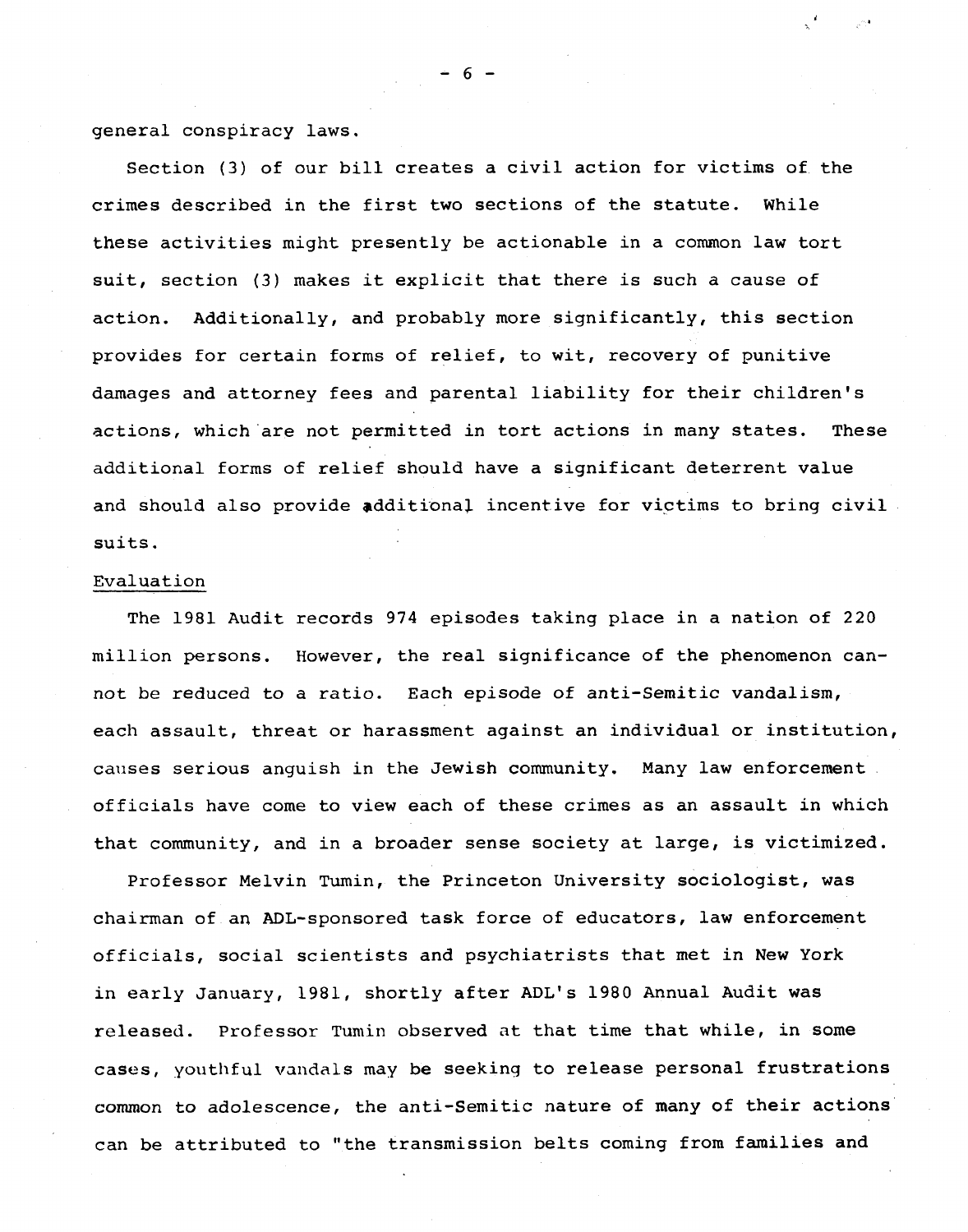general conspiracy laws.

Section (3) of our bill creates a civil action for victims of the crimes described in the first two sections of the statute. While these activities might presently be actionable in a common law tort suit, section (3) makes it explicit that there is such a cause of action. Additionally, and probably more significantly, this section provides for certain forms of relief, to wit, recovery of punitive damages and attorney fees and parental liability for their children's actions, which are not permitted in tort actions in many states. These additional forms of relief should have a significant deterrent value and should also provide additional incentive for victims to bring civil suits.

Evaluation

The 1981 Audit records 974 episodes taking place in a nation of 220 million persons. However, the real significance of the phenomenon cannot be reduced to a ratio. Each episode of anti-Semitic vandalism, each assault, threat or harassment against an individual or institution, causes serious anguish in the Jewish community. Many law enforcement officials have come to view each of these crimes as an assault in which that community, and in a broader sense society at large, is victimized.

Professor Melvin Tumin, the Princeton University sociologist, was chairman of an ADL-sponsored task force of educators, law enforcement officials, social scientists and psychiatrists that met in New York in early January, 1981, shortly after ADL's 1980 Annual Audit was released. Professor Tumin observed at that time that while, in some cases, youthful vandals may be seeking to release personal frustrations common to adolescence, the anti-Semitic nature of many of their actions can be attributed to "the transmission belts coming from families and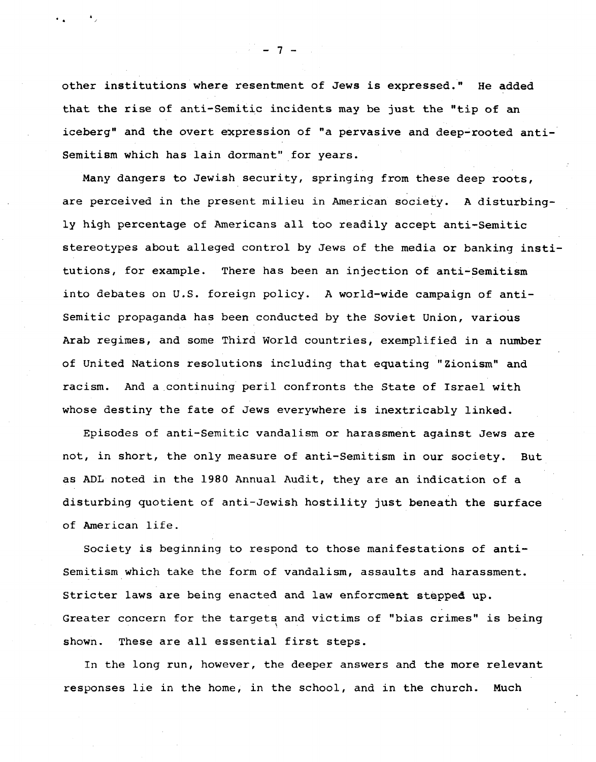other institutions where resentment of Jews is expressed." He added that the rise of anti-Semitic incidents may be just the "tip of an iceberg" and the overt expression of "a pervasive and deep-rooted anti-Semitism which has lain dormant" for years.

Many dangers to Jewish security, springing from these deep roots, are perceived in the present milieu in American society. A disturbingly high percentage of Americans all too readily accept anti-Semitic stereotypes about alleged control by Jews of the media or banking institutions, for example. There has been an injection of anti-Semitism into debates on U.S. foreign policy. A world-wide campaign of anti-Semitic propaganda has been conducted by the Soviet Union, various Arab regimes, and some Third World countries, exemplified in a number of United Nations resolutions including that equating "Zionism" and racism. And a continuing peril confronts the State of Israel with whose destiny the fate of Jews everywhere is inextricably linked.

Episodes of anti-Semitic vandalism or harassment against Jews are not, in short, the only measure of anti-Semitism in our society. But as ADL noted in the 1980 Annual Audit, they are an indication of a disturbing quotient of anti-Jewish hostility just beneath the surface of American life.

Society is beginning to respond to those manifestations of anti-Semitism which take the form of vandalism, assaults and harassment. Stricter laws are being enacted and law enforcment stepped up. Greater concern for the targets and victims of "bias crimes" is being shown. These are all essential first steps.

In the long run, however, the deeper answers and the more relevant responses lie in the home, in the school, and in the church. Much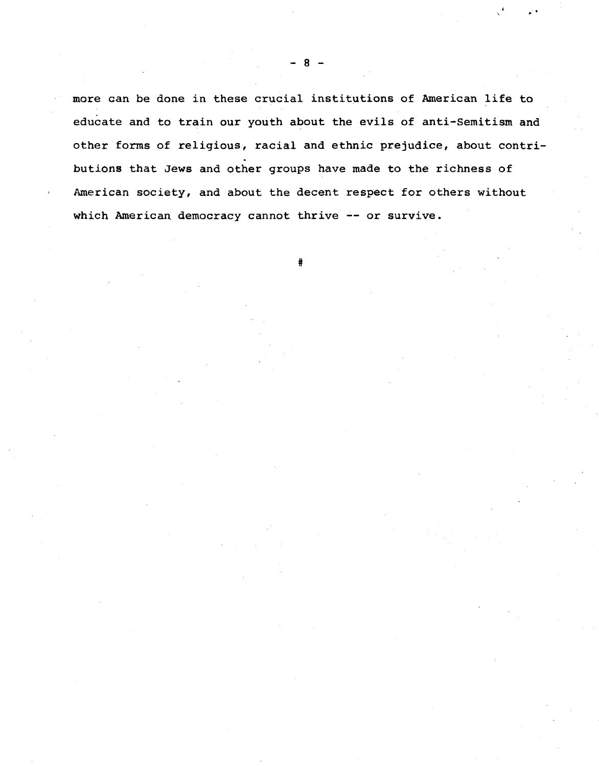more can be done in these crucial institutions of American life to educate and to train our youth about the evils of anti-Semitism and other forms of religious, racial and ethnic prejudice, about contributions that Jews and other groups have made to the richness of American society, and about the decent respect for others without which American democracy cannot thrive -- or survive.

#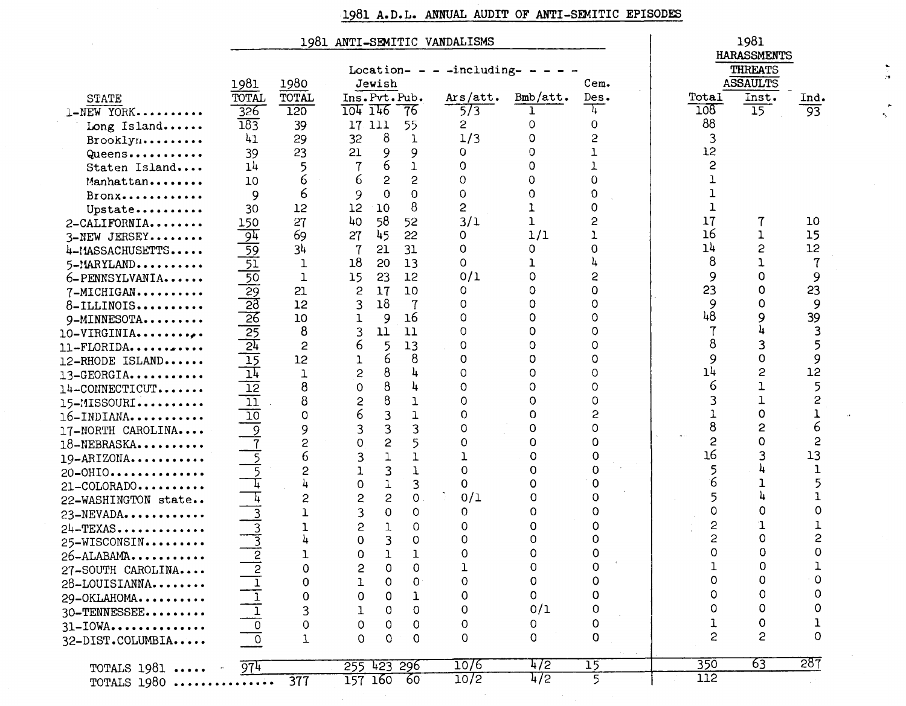# 1981 A.D.L. ANNUAL AUDIT OF ANTI-SEMITIC EPISODES

| | 1981 ANTI-SEMITIC VANDALISMS | | | | | | | | | 1981 HARASSMENTS THREATS ASSAULTS | | |
|---|---|---|---|---|---|---|---|---|---|---|---|---|
| | | | Location- - - -including- - - - | | | | | | | | | |
| | | | Jewish | | | | | | | | | |
| STATE | 1981 TOTAL | 1980 TOTAL | Ins. | Pvt. | Pub. | Ars/att. | Bmb/att. | Cem. Des. | | Total | Inst. | Ind. |
| 1-NEW YORK.......... | 326 | 120 | 104 | 146 | 76 | 5/3 | 1 | 4 | | 108 | 15 | 93 |
| Long Island...... | 183 | 39 | 17 | 111 | 55 | 2 | 0 | 0 | | 88 | | |
| Brooklyn......... | 41 | 29 | 32 | 8 | 1 | 1/3 | 0 | 2 | | 3 | | |
| Queens........... | 39 | 23 | 21 | 9 | 9 | 0 | 0 | 1 | | 12 | | |
| Staten Island.... | 14 | 5 | 7 | 6 | 1 | 0 | 0 | 1 | | 2 | | |
| Manhattan........ | 10 | 6 | 6 | 2 | 2 | 0 | 0 | 0 | | 1 | | |
| Bronx............ | 9 | 6 | 9 | 0 | 0 | 0 | 0 | 0 | | 1 | | |
| Upstate.......... | 30 | 12 | 12 | 10 | 8 | 2 | 1 | 0 | | 1 | | |
| 2-CALIFORNIA........ | 150 | 27 | 40 | 58 | 52 | 3/1 | 1 | 2 | | 17 | 7 | 10 |
| 3-NEW JERSEY........ | 94 | 69 | 27 | 45 | 22 | 0 | 1/1 | 1 | | 16 | 1 | 15 |
| 4-MASSACHUSETTS..... | 59 | 34 | 7 | 21 | 31 | 0 | 0 | 0 | | 14 | 2 | 12 |
| 5-MARYLAND.......... | 51 | 1 | 18 | 20 | 13 | 0 | 1 | 4 | | 8 | 1 | 7 |
| 6-PENNSYLVANIA...... | 50 | 1 | 15 | 23 | 12 | 0/1 | 0 | 2 | | 9 | 0 | 9 |
| 7-MICHIGAN.......... | 29 | 21 | 2 | 17 | 10 | 0 | 0 | 0 | | 23 | 0 | 23 |
| 8-ILLINOIS.......... | 28 | 12 | 3 | 18 | 7 | 0 | 0 | 0 | | 9 | 0 | 9 |
| 9-MINNESOTA......... | 26 | 10 | 1 | 9 | 16 | 0 | 0 | 0 | | 48 | 9 | 39 |
| 10-VIRGINIA......... | 25 | 8 | 3 | 11 | 11 | 0 | 0 | 0 | | 7 | 4 | 3 |
| 11-FLORIDA.......... | 24 | 2 | 6 | 5 | 13 | 0 | 0 | 0 | | 8 | 3 | 5 |
| 12-RHODE ISLAND..... | 15 | 12 | 1 | 6 | 8 | 0 | 0 | 0 | | 9 | 0 | 9 |
| 13-GEORGIA.......... | 14 | 1 | 2 | 8 | 4 | 0 | 0 | 0 | | 14 | 2 | 12 |
| 14-CONNECTICUT...... | 12 | 8 | 0 | 8 | 4 | 0 | 0 | 0 | | 6 | 1 | 5 |
| 15-MISSOURI......... | 11 | 8 | 2 | 8 | 1 | 0 | 0 | 0 | | 3 | 1 | 2 |
| 16-INDIANA.......... | 10 | 0 | 6 | 3 | 1 | 0 | 0 | 2 | | 1 | 0 | 1 |
| 17-NORTH CAROLINA... | 9 | 9 | 3 | 3 | 3 | 0 | 0 | 0 | | 8 | 2 | 6 |
| 18-NEBRASKA......... | 7 | 2 | 0 | 2 | 5 | 0 | 0 | 0 | | 2 | 0 | 2 |
| 19-ARIZONA.......... | 5 | 6 | 3 | 1 | 1 | 1 | 0 | 0 | | 16 | 3 | 13 |
| 20-OHIO............. | 5 | 2 | 1 | 3 | 1 | 0 | 0 | 0 | | 5 | 4 | 1 |
| 21-COLORADO......... | 4 | 4 | 0 | 1 | 3 | 0 | 0 | 0 | | 6 | 1 | 5 |
| 22-WASHINGTON state.. | 4 | 2 | 2 | 2 | 0 | 0/1 | 0 | 0 | | 5 | 4 | 1 |
| 23-NEVADA........... | 3 | 1 | 3 | 0 | 0 | 0 | 0 | 0 | | 0 | 0 | 0 |
| 24-TEXAS............ | 3 | 1 | 2 | 1 | 0 | 0 | 0 | 0 | | 2 | 1 | 1 |
| 25-WISCONSIN........ | 3 | 4 | 0 | 3 | 0 | 0 | 0 | 0 | | 2 | 0 | 2 |
| 26-ALABAMA.......... | 2 | 1 | 0 | 1 | 1 | 0 | 0 | 0 | | 0 | 0 | 0 |
| 27-SOUTH CAROLINA... | 2 | 0 | 2 | 0 | 0 | 1 | 0 | 0 | | 1 | 0 | 1 |
| 28-LOUISIANNA....... | 1 | 0 | 1 | 0 | 0 | 0 | 0 | 0 | | 0 | 0 | 0 |
| 29-OKLAHOMA......... | 1 | 0 | 0 | 0 | 1 | 0 | 0 | 0 | | 0 | 0 | 0 |
| 30-TENNESSEE........ | 1 | 3 | 1 | 0 | 0 | 0 | 0/1 | 0 | | 0 | 0 | 0 |
| 31-IOWA............. | 0 | 0 | 0 | 0 | 0 | 0 | 0 | 0 | | 1 | 0 | 1 |
| 32-DIST.COLUMBIA.... | 0 | 1 | 0 | 0 | 0 | 0 | 0 | 0 | | 2 | 2 | 0 |
| TOTALS 1981 ..... | 974 | | 255 | 423 | 296 | 10/6 | 4/2 | 15 | | 350 | 63 | 287 |
| TOTALS 1980 ............. | | 377 | 157 | 160 | 60 | 10/2 | 4/2 | 5 | | 112 | | |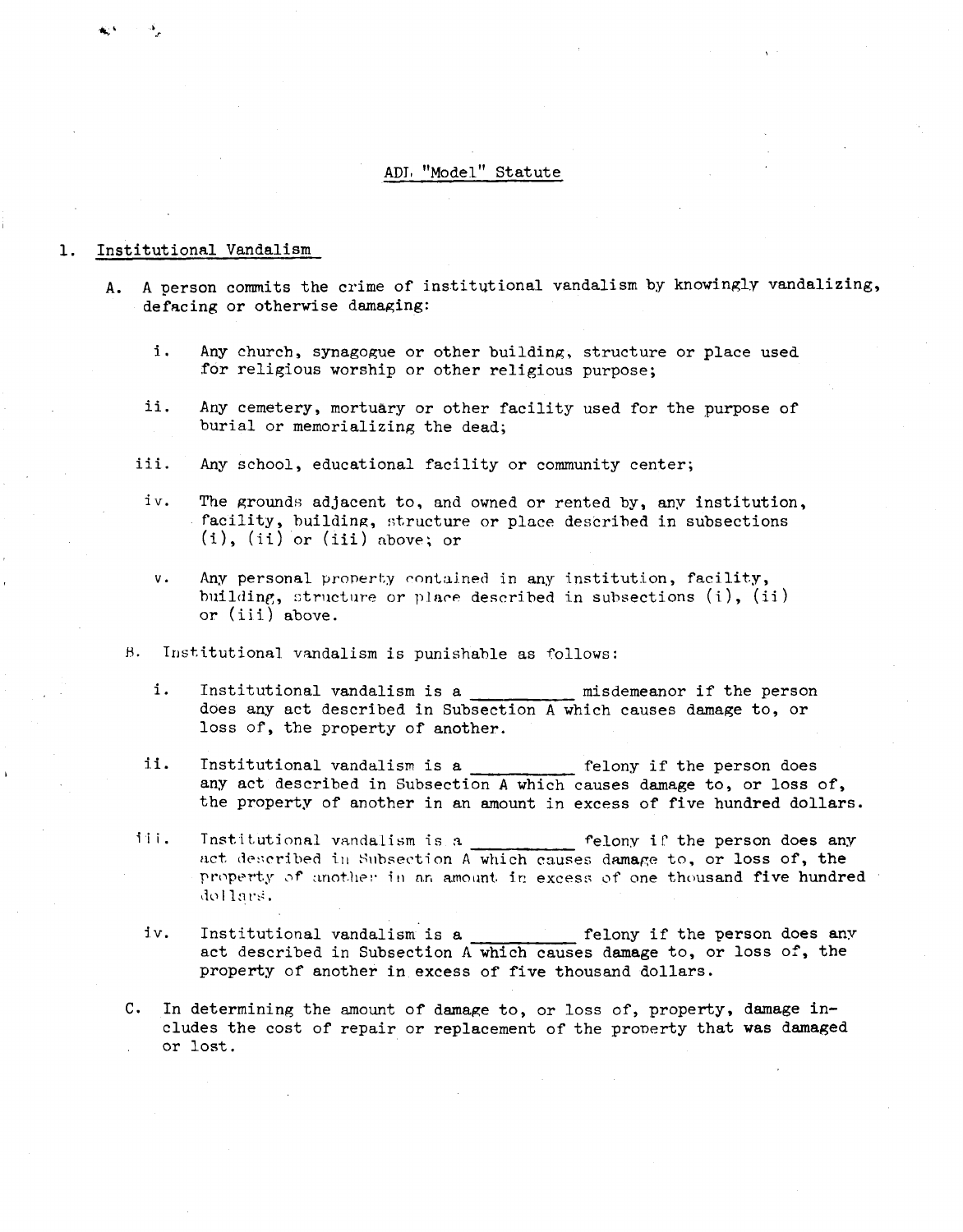# ADL "Model" Statute

## 1. Institutional Vandalism

A. A person commits the crime of institutional vandalism by knowingly vandalizing, defacing or otherwise damaging:

- i. Any church, synagogue or other building, structure or place used for religious worship or other religious purpose;
- ii. Any cemetery, mortuary or other facility used for the purpose of burial or memorializing the dead;
- iii. Any school, educational facility or community center;
- iv. The grounds adjacent to, and owned or rented by, any institution, facility, building, structure or place described in subsections (i), (ii) or (iii) above; or
- v. Any personal property contained in any institution, facility, building, structure or place described in subsections (i), (ii) or (iii) above.

B. Institutional vandalism is punishable as follows:

- i. Institutional vandalism is a __________ misdemeanor if the person does any act described in Subsection A which causes damage to, or loss of, the property of another.
- ii. Institutional vandalism is a __________ felony if the person does any act described in Subsection A which causes damage to, or loss of, the property of another in an amount in excess of five hundred dollars.
- iii. Institutional vandalism is a __________ felony if the person does any act described in Subsection A which causes damage to, or loss of, the property of another in an amount in excess of one thousand five hundred dollars.
- iv. Institutional vandalism is a __________ felony if the person does any act described in Subsection A which causes damage to, or loss of, the property of another in excess of five thousand dollars.

C. In determining the amount of damage to, or loss of, property, damage includes the cost of repair or replacement of the property that was damaged or lost.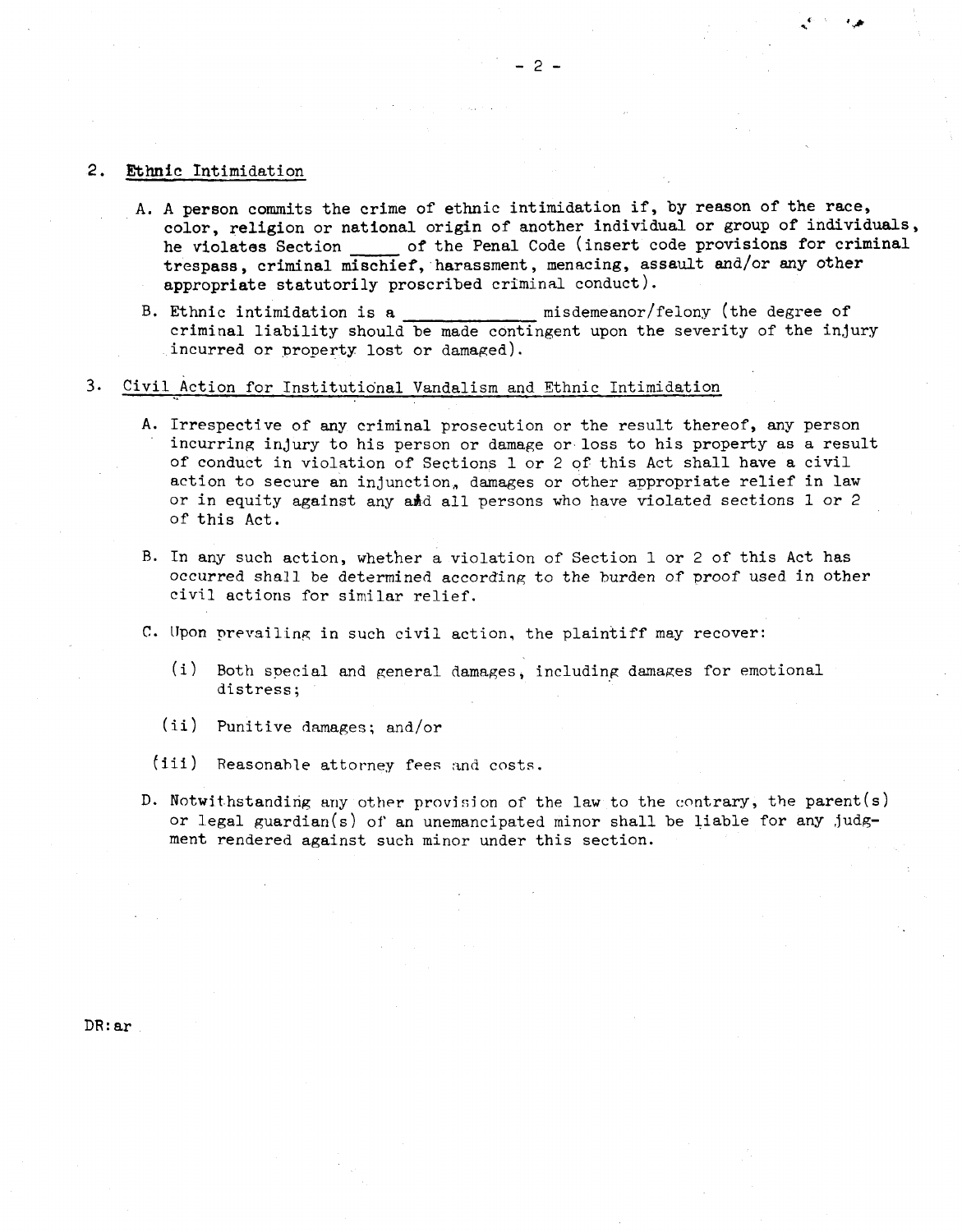2. **Ethnic Intimidation**

   A. A person commits the crime of ethnic intimidation if, by reason of the race, color, religion or national origin of another individual or group of individuals, he violates Section _____ of the Penal Code (insert code provisions for criminal trespass, criminal mischief, harassment, menacing, assault and/or any other appropriate statutorily proscribed criminal conduct).

   B. Ethnic intimidation is a ____________ misdemeanor/felony (the degree of criminal liability should be made contingent upon the severity of the injury incurred or property lost or damaged).

3. Civil Action for Institutional Vandalism and Ethnic Intimidation

   A. Irrespective of any criminal prosecution or the result thereof, any person incurring injury to his person or damage or loss to his property as a result of conduct in violation of Sections 1 or 2 of this Act shall have a civil action to secure an injunction, damages or other appropriate relief in law or in equity against any and all persons who have violated sections 1 or 2 of this Act.

   B. In any such action, whether a violation of Section 1 or 2 of this Act has occurred shall be determined according to the burden of proof used in other civil actions for similar relief.

   C. Upon prevailing in such civil action, the plaintiff may recover:

      (i) Both special and general damages, including damages for emotional distress;

      (ii) Punitive damages; and/or

      (iii) Reasonable attorney fees and costs.

   D. Notwithstanding any other provision of the law to the contrary, the parent(s) or legal guardian(s) of an unemancipated minor shall be liable for any judgment rendered against such minor under this section.

DR:ar